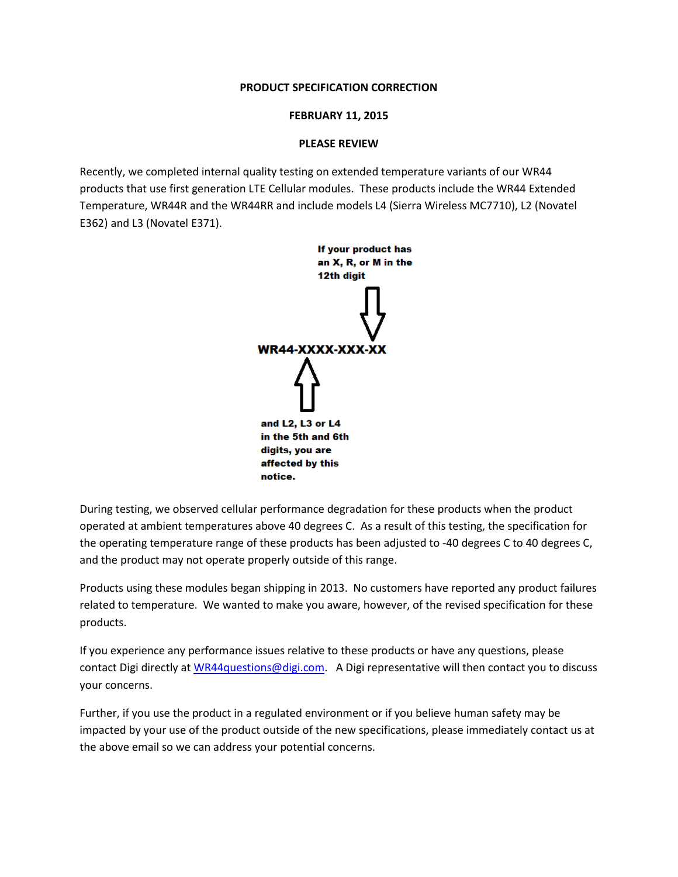**PRODUCT SPECIFICATION CORRECTION**

**FEBRUARY 11, 2015**

**PLEASE REVIEW**

Recently, we completed internal quality testing on extended temperature variants of our WR44 products that use first generation LTE Cellular modules. These products include the WR44 Extended Temperature, WR44R and the WR44RR and include models L4 (Sierra Wireless MC7710), L2 (Novatel E362) and L3 (Novatel E371).

**If your product has an X, R, or M in the 12th digit**

**WR44-XXXX-XXX-XX**

**and L2, L3 or L4 in the 5th and 6th digits, you are affected by this notice.**

During testing, we observed cellular performance degradation for these products when the product operated at ambient temperatures above 40 degrees C. As a result of this testing, the specification for the operating temperature range of these products has been adjusted to -40 degrees C to 40 degrees C, and the product may not operate properly outside of this range.

Products using these modules began shipping in 2013. No customers have reported any product failures related to temperature. We wanted to make you aware, however, of the revised specification for these products.

If you experience any performance issues relative to these products or have any questions, please contact Digi directly at WR44questions@digi.com. A Digi representative will then contact you to discuss your concerns.

Further, if you use the product in a regulated environment or if you believe human safety may be impacted by your use of the product outside of the new specifications, please immediately contact us at the above email so we can address your potential concerns.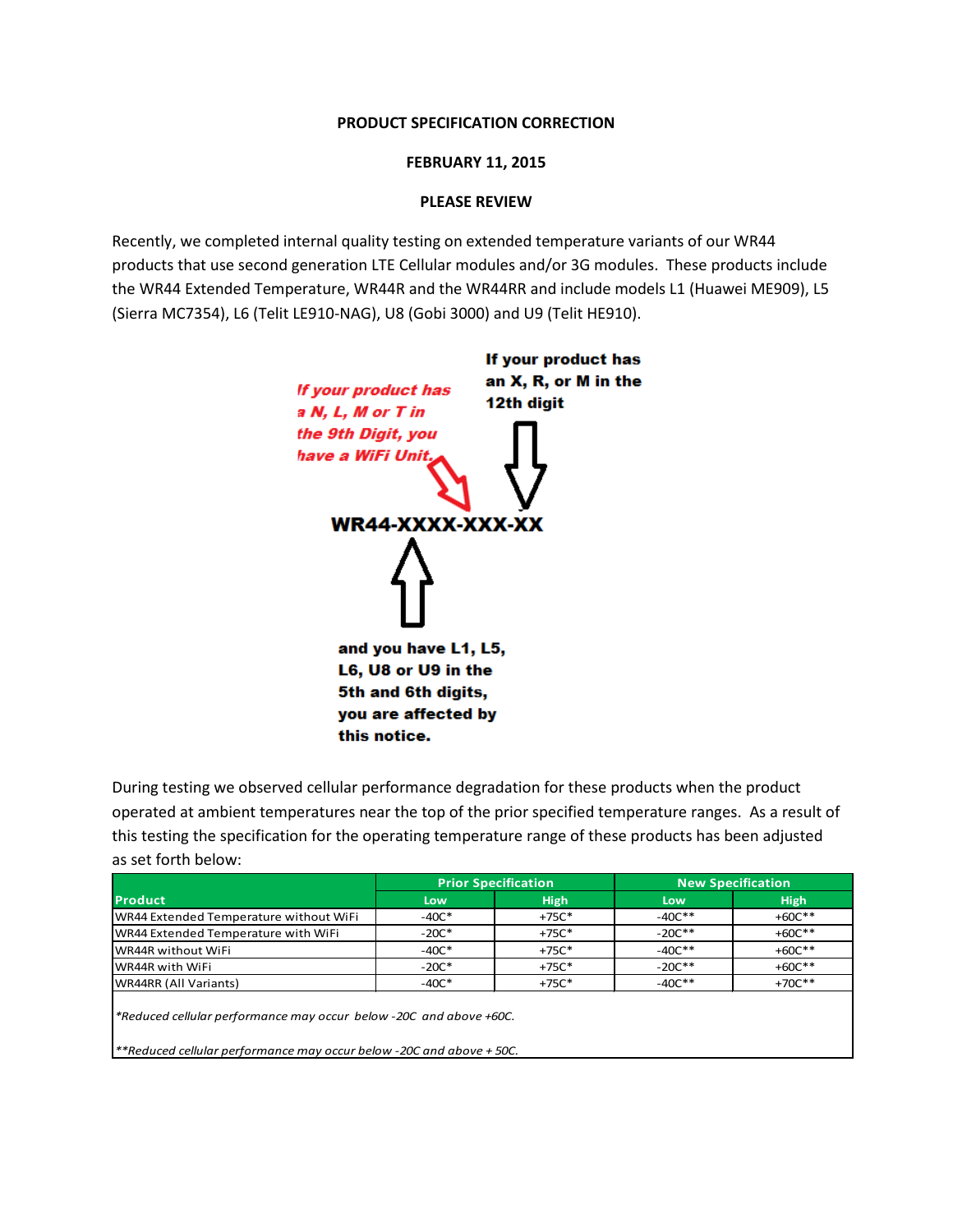**PRODUCT SPECIFICATION CORRECTION**

**FEBRUARY 11, 2015**

**PLEASE REVIEW**

Recently, we completed internal quality testing on extended temperature variants of our WR44 products that use second generation LTE Cellular modules and/or 3G modules. These products include the WR44 Extended Temperature, WR44R and the WR44RR and include models L1 (Huawei ME909), L5 (Sierra MC7354), L6 (Telit LE910-NAG), U8 (Gobi 3000) and U9 (Telit HE910).

***If your product has a N, L, M or T in the 9th Digit, you have a WiFi Unit.***

**If your product has an X, R, or M in the 12th digit**

**WR44-XXXX-XXX-XX**

**and you have L1, L5, L6, U8 or U9 in the 5th and 6th digits, you are affected by this notice.**

During testing we observed cellular performance degradation for these products when the product operated at ambient temperatures near the top of the prior specified temperature ranges. As a result of this testing the specification for the operating temperature range of these products has been adjusted as set forth below:

| | Prior Specification | | New Specification | |
|---|---|---|---|---|
| **Product** | **Low** | **High** | **Low** | **High** |
| WR44 Extended Temperature without WiFi | -40C* | +75C* | -40C** | +60C** |
| WR44 Extended Temperature with WiFi | -20C* | +75C* | -20C** | +60C** |
| WR44R without WiFi | -40C* | +75C* | -40C** | +60C** |
| WR44R with WiFi | -20C* | +75C* | -20C** | +60C** |
| WR44RR (All Variants) | -40C* | +75C* | -40C** | +70C** |

*\*Reduced cellular performance may occur below -20C and above +60C.*

*\*\*Reduced cellular performance may occur below -20C and above + 50C.*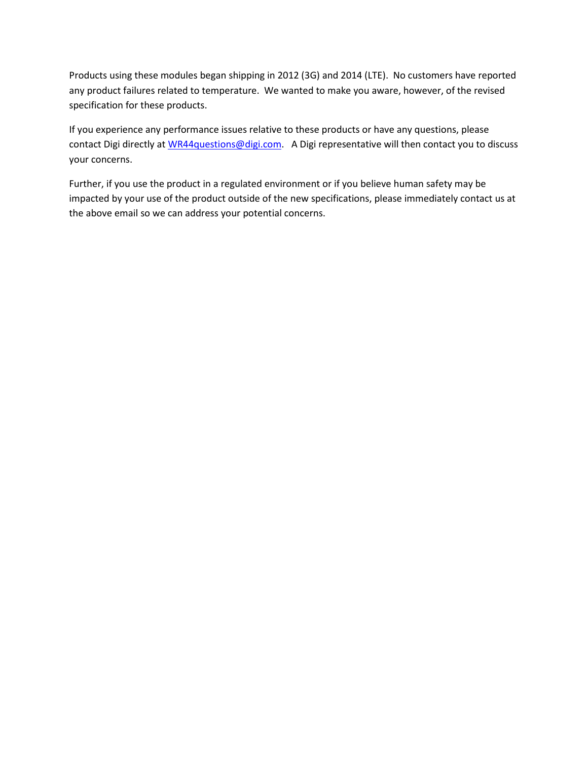Products using these modules began shipping in 2012 (3G) and 2014 (LTE). No customers have reported any product failures related to temperature. We wanted to make you aware, however, of the revised specification for these products.

If you experience any performance issues relative to these products or have any questions, please contact Digi directly at [WR44questions@digi.com](mailto:WR44questions@digi.com). A Digi representative will then contact you to discuss your concerns.

Further, if you use the product in a regulated environment or if you believe human safety may be impacted by your use of the product outside of the new specifications, please immediately contact us at the above email so we can address your potential concerns.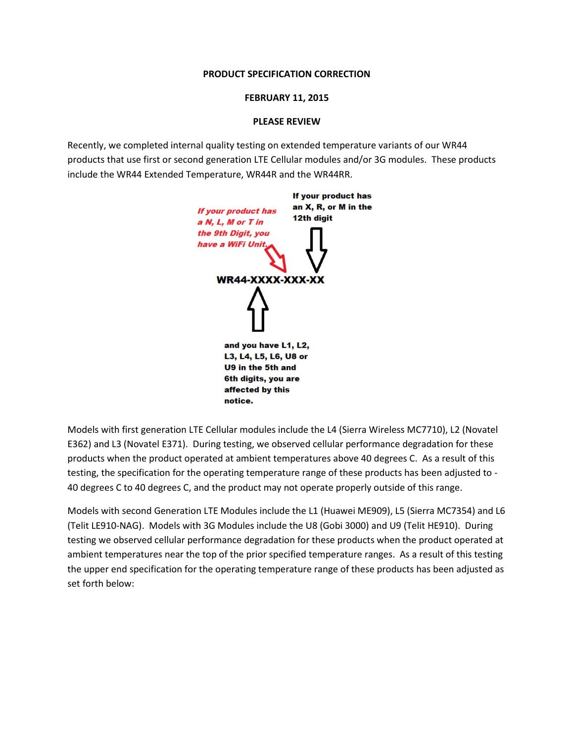**PRODUCT SPECIFICATION CORRECTION**

**FEBRUARY 11, 2015**

**PLEASE REVIEW**

Recently, we completed internal quality testing on extended temperature variants of our WR44 products that use first or second generation LTE Cellular modules and/or 3G modules. These products include the WR44 Extended Temperature, WR44R and the WR44RR.

***If your product has a N, L, M or T in the 9th Digit, you have a WiFi Unit.***

**If your product has an X, R, or M in the 12th digit**

**WR44-XXXX-XXX-XX**

**and you have L1, L2, L3, L4, L5, L6, U8 or U9 in the 5th and 6th digits, you are affected by this notice.**

Models with first generation LTE Cellular modules include the L4 (Sierra Wireless MC7710), L2 (Novatel E362) and L3 (Novatel E371). During testing, we observed cellular performance degradation for these products when the product operated at ambient temperatures above 40 degrees C. As a result of this testing, the specification for the operating temperature range of these products has been adjusted to -40 degrees C to 40 degrees C, and the product may not operate properly outside of this range.

Models with second Generation LTE Modules include the L1 (Huawei ME909), L5 (Sierra MC7354) and L6 (Telit LE910-NAG). Models with 3G Modules include the U8 (Gobi 3000) and U9 (Telit HE910). During testing we observed cellular performance degradation for these products when the product operated at ambient temperatures near the top of the prior specified temperature ranges. As a result of this testing the upper end specification for the operating temperature range of these products has been adjusted as set forth below: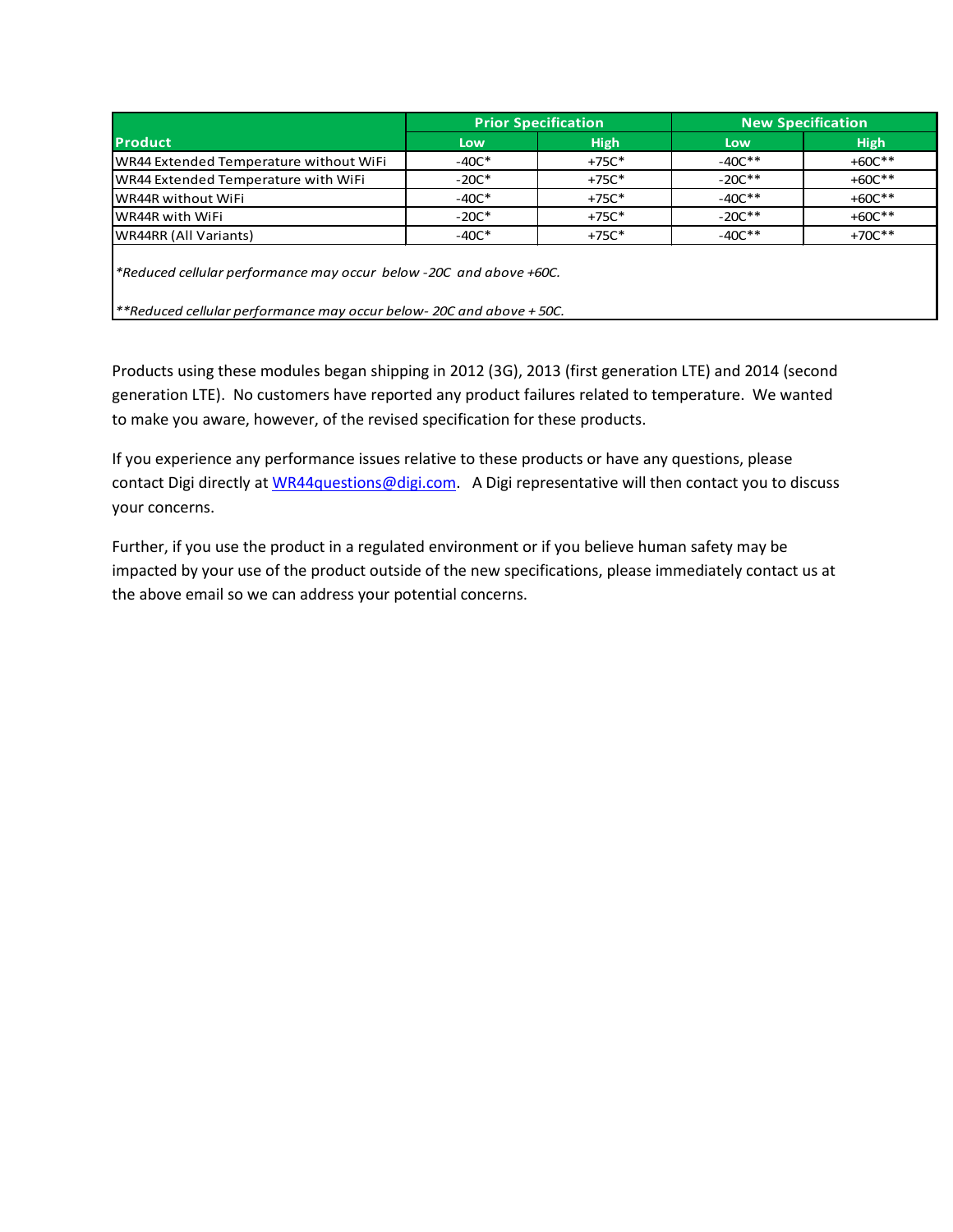| Product | Prior Specification | | New Specification | |
|---|---|---|---|---|
| | Low | High | Low | High |
| WR44 Extended Temperature without WiFi | -40C* | +75C* | -40C** | +60C** |
| WR44 Extended Temperature with WiFi | -20C* | +75C* | -20C** | +60C** |
| WR44R without WiFi | -40C* | +75C* | -40C** | +60C** |
| WR44R with WiFi | -20C* | +75C* | -20C** | +60C** |
| WR44RR (All Variants) | -40C* | +75C* | -40C** | +70C** |

*\*Reduced cellular performance may occur below -20C and above +60C.*

*\*\*Reduced cellular performance may occur below- 20C and above + 50C.*

Products using these modules began shipping in 2012 (3G), 2013 (first generation LTE) and 2014 (second generation LTE). No customers have reported any product failures related to temperature. We wanted to make you aware, however, of the revised specification for these products.

If you experience any performance issues relative to these products or have any questions, please contact Digi directly at [WR44questions@digi.com](mailto:WR44questions@digi.com). A Digi representative will then contact you to discuss your concerns.

Further, if you use the product in a regulated environment or if you believe human safety may be impacted by your use of the product outside of the new specifications, please immediately contact us at the above email so we can address your potential concerns.